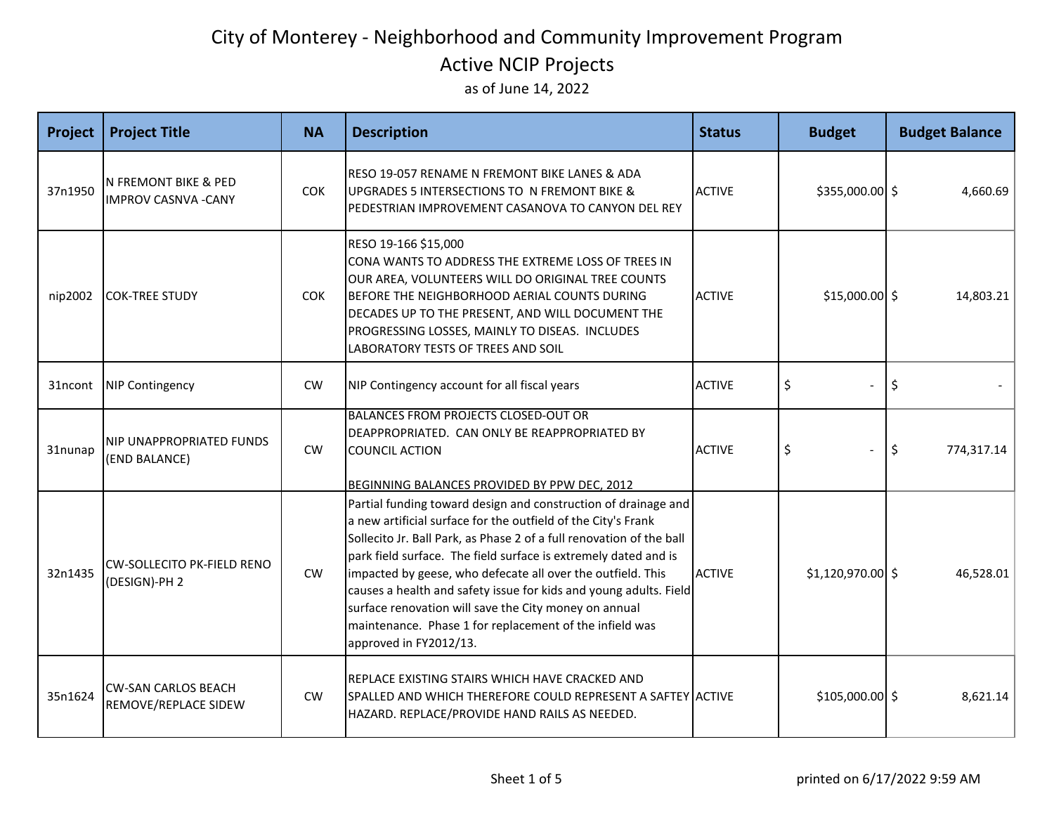# City of Monterey - Neighborhood and Community Improvement Program

## Active NCIP Projects

as of June 14, 2022

| Project | Project Title | NA | Description | Status | Budget | Budget Balance |
|---|---|---|---|---|---|---|
| 37n1950 | N FREMONT BIKE & PED IMPROV CASNVA -CANY | COK | RESO 19-057 RENAME N FREMONT BIKE LANES & ADA UPGRADES 5 INTERSECTIONS TO N FREMONT BIKE & PEDESTRIAN IMPROVEMENT CASANOVA TO CANYON DEL REY | ACTIVE | $355,000.00 | $ 4,660.69 |
| nip2002 | COK-TREE STUDY | COK | RESO 19-166 $15,000 CONA WANTS TO ADDRESS THE EXTREME LOSS OF TREES IN OUR AREA, VOLUNTEERS WILL DO ORIGINAL TREE COUNTS BEFORE THE NEIGHBORHOOD AERIAL COUNTS DURING DECADES UP TO THE PRESENT, AND WILL DOCUMENT THE PROGRESSING LOSSES, MAINLY TO DISEAS. INCLUDES LABORATORY TESTS OF TREES AND SOIL | ACTIVE | $15,000.00 | $ 14,803.21 |
| 31ncont | NIP Contingency | CW | NIP Contingency account for all fiscal years | ACTIVE | $ - | $ - |
| 31nunap | NIP UNAPPROPRIATED FUNDS (END BALANCE) | CW | BALANCES FROM PROJECTS CLOSED-OUT OR DEAPPROPRIATED. CAN ONLY BE REAPPROPRIATED BY COUNCIL ACTION<br><br>BEGINNING BALANCES PROVIDED BY PPW DEC, 2012 | ACTIVE | $ - | $ 774,317.14 |
| 32n1435 | CW-SOLLECITO PK-FIELD RENO (DESIGN)-PH 2 | CW | Partial funding toward design and construction of drainage and a new artificial surface for the outfield of the City's Frank Sollecito Jr. Ball Park, as Phase 2 of a full renovation of the ball park field surface. The field surface is extremely dated and is impacted by geese, who defecate all over the outfield. This causes a health and safety issue for kids and young adults. Field surface renovation will save the City money on annual maintenance. Phase 1 for replacement of the infield was approved in FY2012/13. | ACTIVE | $1,120,970.00 | $ 46,528.01 |
| 35n1624 | CW-SAN CARLOS BEACH REMOVE/REPLACE SIDEW | CW | REPLACE EXISTING STAIRS WHICH HAVE CRACKED AND SPALLED AND WHICH THEREFORE COULD REPRESENT A SAFTEY HAZARD. REPLACE/PROVIDE HAND RAILS AS NEEDED. | ACTIVE | $105,000.00 | $ 8,621.14 |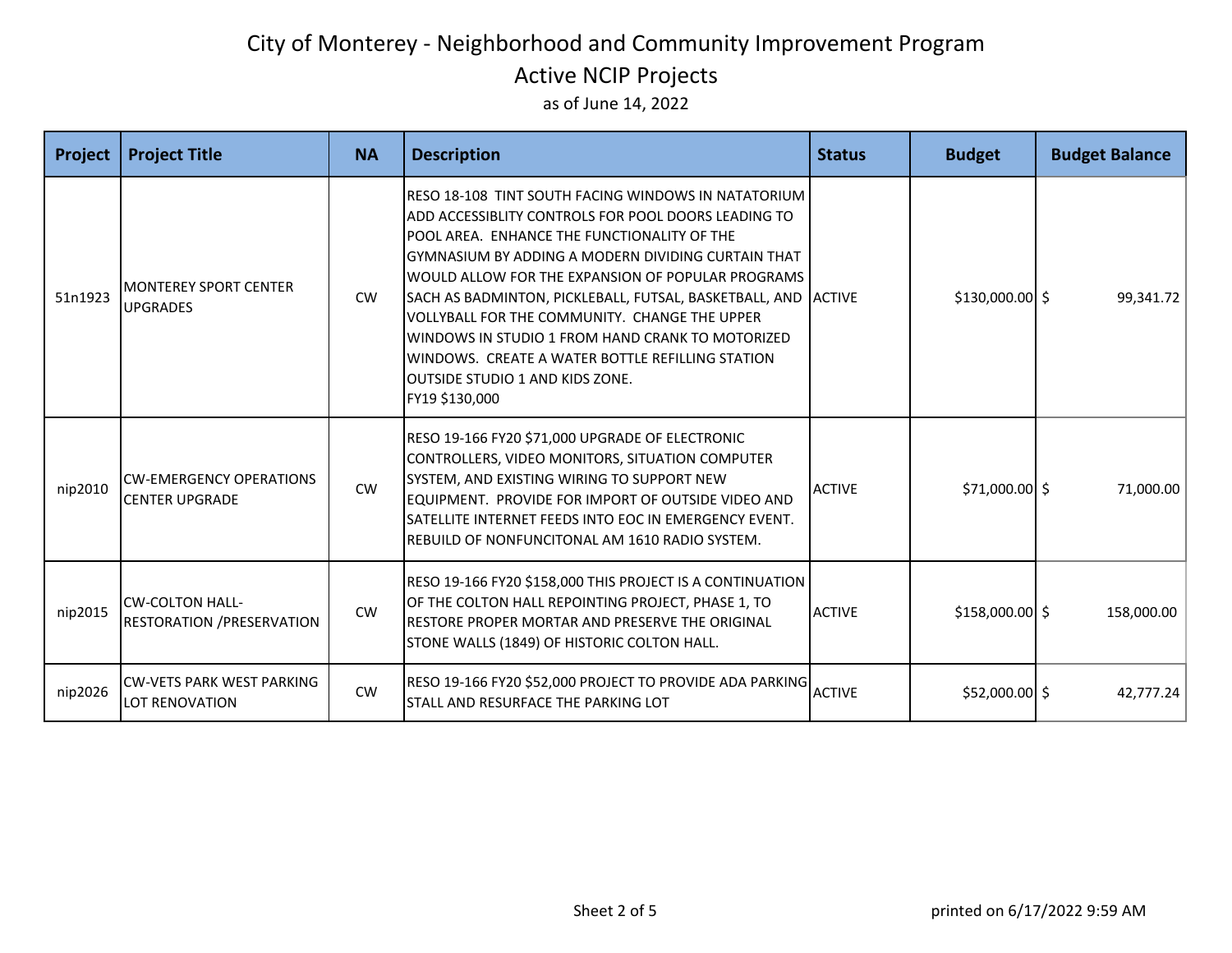# City of Monterey - Neighborhood and Community Improvement Program

## Active NCIP Projects

as of June 14, 2022

| Project | Project Title | NA | Description | Status | Budget | Budget Balance |
|---|---|---|---|---|---|---|
| 51n1923 | MONTEREY SPORT CENTER UPGRADES | CW | RESO 18-108 TINT SOUTH FACING WINDOWS IN NATATORIUM ADD ACCESSIBLITY CONTROLS FOR POOL DOORS LEADING TO POOL AREA. ENHANCE THE FUNCTIONALITY OF THE GYMNASIUM BY ADDING A MODERN DIVIDING CURTAIN THAT WOULD ALLOW FOR THE EXPANSION OF POPULAR PROGRAMS SACH AS BADMINTON, PICKLEBALL, FUTSAL, BASKETBALL, AND VOLLYBALL FOR THE COMMUNITY. CHANGE THE UPPER WINDOWS IN STUDIO 1 FROM HAND CRANK TO MOTORIZED WINDOWS. CREATE A WATER BOTTLE REFILLING STATION OUTSIDE STUDIO 1 AND KIDS ZONE. FY19 $130,000 | ACTIVE | $130,000.00 | $ 99,341.72 |
| nip2010 | CW-EMERGENCY OPERATIONS CENTER UPGRADE | CW | RESO 19-166 FY20 $71,000 UPGRADE OF ELECTRONIC CONTROLLERS, VIDEO MONITORS, SITUATION COMPUTER SYSTEM, AND EXISTING WIRING TO SUPPORT NEW EQUIPMENT. PROVIDE FOR IMPORT OF OUTSIDE VIDEO AND SATELLITE INTERNET FEEDS INTO EOC IN EMERGENCY EVENT. REBUILD OF NONFUNCITONAL AM 1610 RADIO SYSTEM. | ACTIVE | $71,000.00 | $ 71,000.00 |
| nip2015 | CW-COLTON HALL-RESTORATION /PRESERVATION | CW | RESO 19-166 FY20 $158,000 THIS PROJECT IS A CONTINUATION OF THE COLTON HALL REPOINTING PROJECT, PHASE 1, TO RESTORE PROPER MORTAR AND PRESERVE THE ORIGINAL STONE WALLS (1849) OF HISTORIC COLTON HALL. | ACTIVE | $158,000.00 | $ 158,000.00 |
| nip2026 | CW-VETS PARK WEST PARKING LOT RENOVATION | CW | RESO 19-166 FY20 $52,000 PROJECT TO PROVIDE ADA PARKING STALL AND RESURFACE THE PARKING LOT | ACTIVE | $52,000.00 | $ 42,777.24 |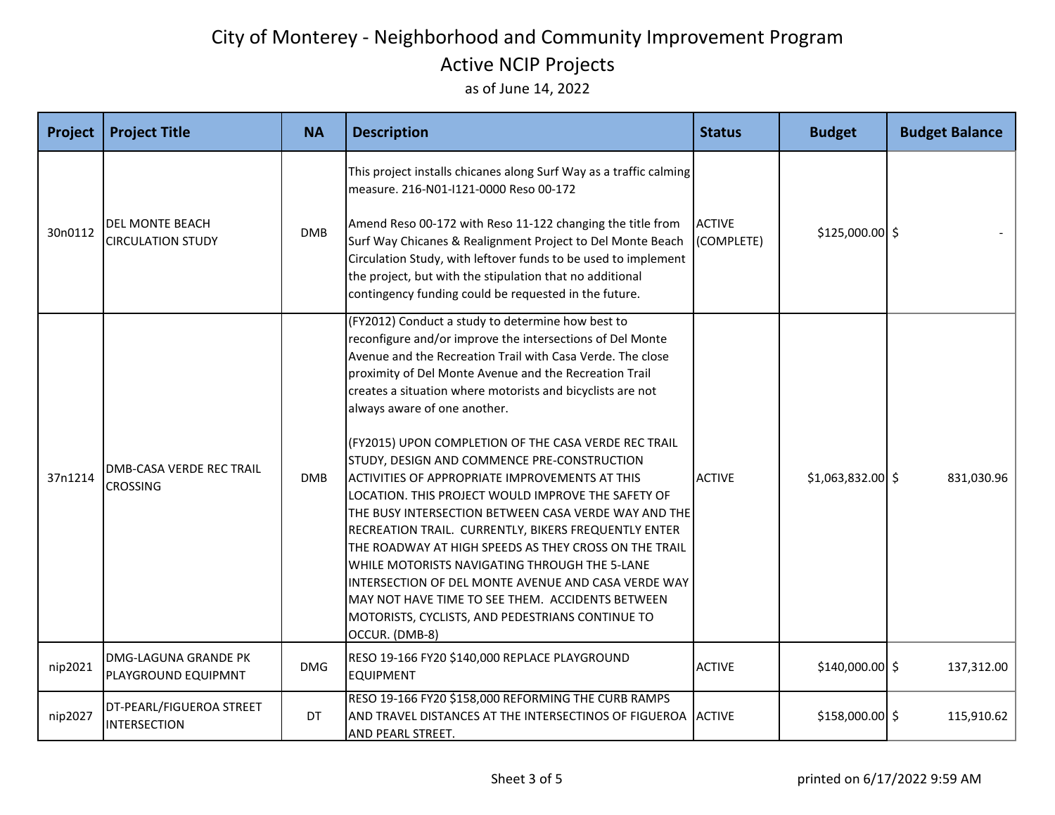# City of Monterey - Neighborhood and Community Improvement Program

## Active NCIP Projects

as of June 14, 2022

| Project | Project Title | NA | Description | Status | Budget | Budget Balance |
|---|---|---|---|---|---|---|
| 30n0112 | DEL MONTE BEACH CIRCULATION STUDY | DMB | This project installs chicanes along Surf Way as a traffic calming measure. 216-N01-I121-0000 Reso 00-172<br><br>Amend Reso 00-172 with Reso 11-122 changing the title from Surf Way Chicanes & Realignment Project to Del Monte Beach Circulation Study, with leftover funds to be used to implement the project, but with the stipulation that no additional contingency funding could be requested in the future. | ACTIVE (COMPLETE) | $125,000.00 | $ - |
| 37n1214 | DMB-CASA VERDE REC TRAIL CROSSING | DMB | (FY2012) Conduct a study to determine how best to reconfigure and/or improve the intersections of Del Monte Avenue and the Recreation Trail with Casa Verde. The close proximity of Del Monte Avenue and the Recreation Trail creates a situation where motorists and bicyclists are not always aware of one another.<br><br>(FY2015) UPON COMPLETION OF THE CASA VERDE REC TRAIL STUDY, DESIGN AND COMMENCE PRE-CONSTRUCTION ACTIVITIES OF APPROPRIATE IMPROVEMENTS AT THIS LOCATION. THIS PROJECT WOULD IMPROVE THE SAFETY OF THE BUSY INTERSECTION BETWEEN CASA VERDE WAY AND THE RECREATION TRAIL. CURRENTLY, BIKERS FREQUENTLY ENTER THE ROADWAY AT HIGH SPEEDS AS THEY CROSS ON THE TRAIL WHILE MOTORISTS NAVIGATING THROUGH THE 5-LANE INTERSECTION OF DEL MONTE AVENUE AND CASA VERDE WAY MAY NOT HAVE TIME TO SEE THEM. ACCIDENTS BETWEEN MOTORISTS, CYCLISTS, AND PEDESTRIANS CONTINUE TO OCCUR. (DMB-8) | ACTIVE | $1,063,832.00 | $ 831,030.96 |
| nip2021 | DMG-LAGUNA GRANDE PK PLAYGROUND EQUIPMNT | DMG | RESO 19-166 FY20 $140,000 REPLACE PLAYGROUND EQUIPMENT | ACTIVE | $140,000.00 | $ 137,312.00 |
| nip2027 | DT-PEARL/FIGUEROA STREET INTERSECTION | DT | RESO 19-166 FY20 $158,000 REFORMING THE CURB RAMPS AND TRAVEL DISTANCES AT THE INTERSECTINOS OF FIGUEROA AND PEARL STREET. | ACTIVE | $158,000.00 | $ 115,910.62 |

printed on 6/17/2022 9:59 AM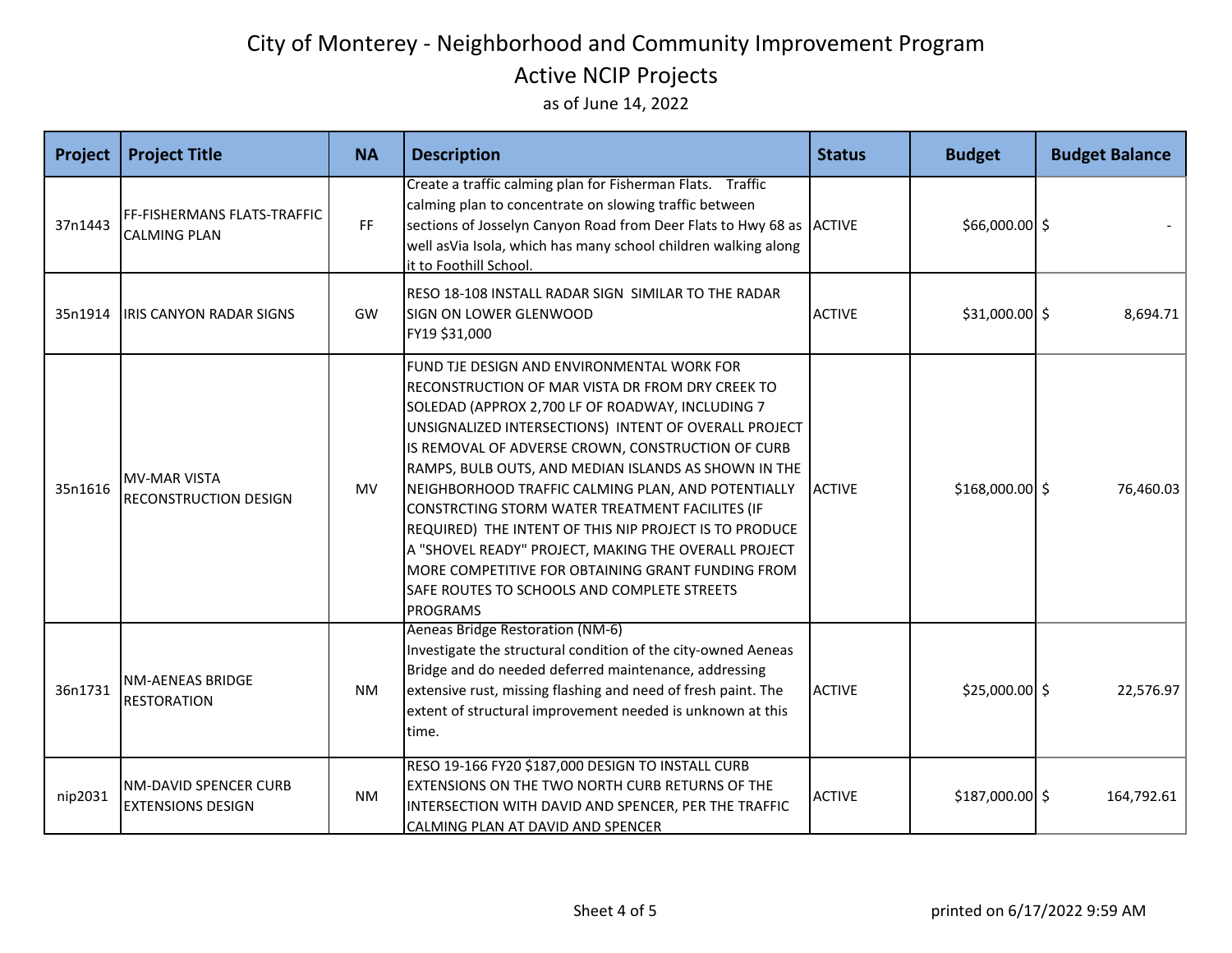# City of Monterey - Neighborhood and Community Improvement Program

## Active NCIP Projects

as of June 14, 2022

| Project | Project Title | NA | Description | Status | Budget | Budget Balance |
|---|---|---|---|---|---|---|
| 37n1443 | FF-FISHERMANS FLATS-TRAFFIC CALMING PLAN | FF | Create a traffic calming plan for Fisherman Flats. Traffic calming plan to concentrate on slowing traffic between sections of Josselyn Canyon Road from Deer Flats to Hwy 68 as well asVia Isola, which has many school children walking along it to Foothill School. | ACTIVE | $66,000.00 | $ - |
| 35n1914 | IRIS CANYON RADAR SIGNS | GW | RESO 18-108 INSTALL RADAR SIGN SIMILAR TO THE RADAR SIGN ON LOWER GLENWOOD FY19 $31,000 | ACTIVE | $31,000.00 | $ 8,694.71 |
| 35n1616 | MV-MAR VISTA RECONSTRUCTION DESIGN | MV | FUND TJE DESIGN AND ENVIRONMENTAL WORK FOR RECONSTRUCTION OF MAR VISTA DR FROM DRY CREEK TO SOLEDAD (APPROX 2,700 LF OF ROADWAY, INCLUDING 7 UNSIGNALIZED INTERSECTIONS) INTENT OF OVERALL PROJECT IS REMOVAL OF ADVERSE CROWN, CONSTRUCTION OF CURB RAMPS, BULB OUTS, AND MEDIAN ISLANDS AS SHOWN IN THE NEIGHBORHOOD TRAFFIC CALMING PLAN, AND POTENTIALLY CONSTRCTING STORM WATER TREATMENT FACILITES (IF REQUIRED) THE INTENT OF THIS NIP PROJECT IS TO PRODUCE A "SHOVEL READY" PROJECT, MAKING THE OVERALL PROJECT MORE COMPETITIVE FOR OBTAINING GRANT FUNDING FROM SAFE ROUTES TO SCHOOLS AND COMPLETE STREETS PROGRAMS | ACTIVE | $168,000.00 | $ 76,460.03 |
| 36n1731 | NM-AENEAS BRIDGE RESTORATION | NM | Aeneas Bridge Restoration (NM-6) Investigate the structural condition of the city-owned Aeneas Bridge and do needed deferred maintenance, addressing extensive rust, missing flashing and need of fresh paint. The extent of structural improvement needed is unknown at this time. | ACTIVE | $25,000.00 | $ 22,576.97 |
| nip2031 | NM-DAVID SPENCER CURB EXTENSIONS DESIGN | NM | RESO 19-166 FY20 $187,000 DESIGN TO INSTALL CURB EXTENSIONS ON THE TWO NORTH CURB RETURNS OF THE INTERSECTION WITH DAVID AND SPENCER, PER THE TRAFFIC CALMING PLAN AT DAVID AND SPENCER | ACTIVE | $187,000.00 | $ 164,792.61 |

printed on 6/17/2022 9:59 AM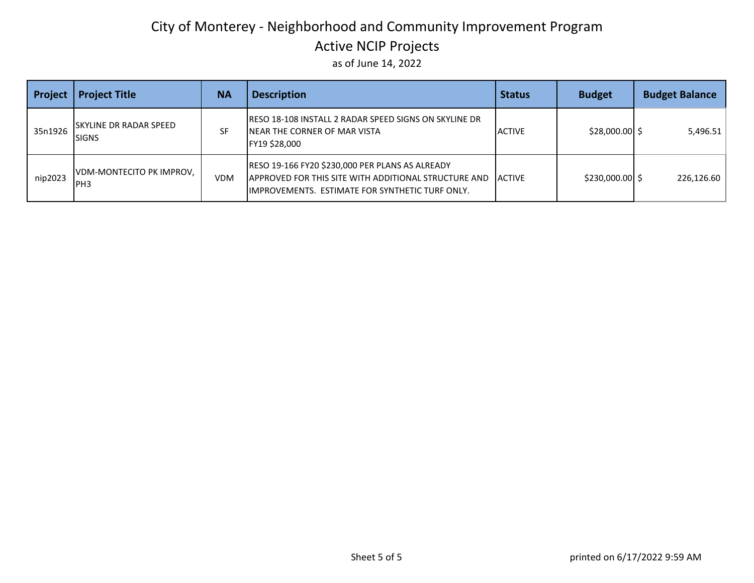# City of Monterey - Neighborhood and Community Improvement Program

## Active NCIP Projects

as of June 14, 2022

| Project | Project Title | NA | Description | Status | Budget | Budget Balance |
|---|---|---|---|---|---|---|
| 35n1926 | SKYLINE DR RADAR SPEED SIGNS | SF | RESO 18-108 INSTALL 2 RADAR SPEED SIGNS ON SKYLINE DR NEAR THE CORNER OF MAR VISTA FY19 $28,000 | ACTIVE | $28,000.00 | $ 5,496.51 |
| nip2023 | VDM-MONTECITO PK IMPROV, PH3 | VDM | RESO 19-166 FY20 $230,000 PER PLANS AS ALREADY APPROVED FOR THIS SITE WITH ADDITIONAL STRUCTURE AND IMPROVEMENTS. ESTIMATE FOR SYNTHETIC TURF ONLY. | ACTIVE | $230,000.00 | $ 226,126.60 |

printed on 6/17/2022 9:59 AM